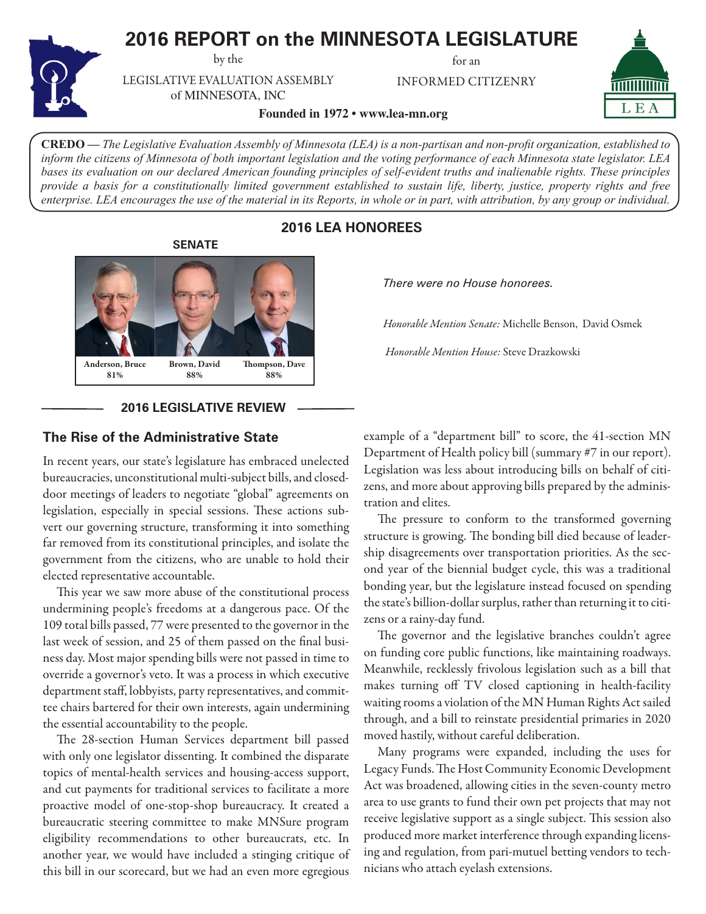# 2016 REPORT on the MINNESOTA LEGISLATURE

by the

LEGISLATIVE EVALUATION ASSEMBLY of MINNESOTA, INC

for an

INFORMED CITIZENRY

**Founded in 1972 • www.lea-mn.org**

**CREDO** — *The Legislative Evaluation Assembly of Minnesota (LEA) is a non-partisan and non-profit organization, established to inform the citizens of Minnesota of both important legislation and the voting performance of each Minnesota state legislator. LEA bases its evaluation on our declared American founding principles of self-evident truths and inalienable rights. These principles provide a basis for a constitutionally limited government established to sustain life, liberty, justice, property rights and free enterprise. LEA encourages the use of the material in its Reports, in whole or in part, with attribution, by any group or individual.*

## 2016 LEA HONOREES

**SENATE**

| Anderson, Bruce | Brown, David | Thompson, Dave |
|---|---|---|
| 81% | 88% | 88% |

*There were no House honorees.*

*Honorable Mention Senate:* Michelle Benson, David Osmek

*Honorable Mention House:* Steve Drazkowski

## 2016 LEGISLATIVE REVIEW

### The Rise of the Administrative State

In recent years, our state's legislature has embraced unelected bureaucracies, unconstitutional multi-subject bills, and closed-door meetings of leaders to negotiate "global" agreements on legislation, especially in special sessions. These actions subvert our governing structure, transforming it into something far removed from its constitutional principles, and isolate the government from the citizens, who are unable to hold their elected representative accountable.

This year we saw more abuse of the constitutional process undermining people's freedoms at a dangerous pace. Of the 109 total bills passed, 77 were presented to the governor in the last week of session, and 25 of them passed on the final business day. Most major spending bills were not passed in time to override a governor's veto. It was a process in which executive department staff, lobbyists, party representatives, and committee chairs bartered for their own interests, again undermining the essential accountability to the people.

The 28-section Human Services department bill passed with only one legislator dissenting. It combined the disparate topics of mental-health services and housing-access support, and cut payments for traditional services to facilitate a more proactive model of one-stop-shop bureaucracy. It created a bureaucratic steering committee to make MNSure program eligibility recommendations to other bureaucrats, etc. In another year, we would have included a stinging critique of this bill in our scorecard, but we had an even more egregious example of a "department bill" to score, the 41-section MN Department of Health policy bill (summary #7 in our report). Legislation was less about introducing bills on behalf of citizens, and more about approving bills prepared by the administration and elites.

The pressure to conform to the transformed governing structure is growing. The bonding bill died because of leadership disagreements over transportation priorities. As the second year of the biennial budget cycle, this was a traditional bonding year, but the legislature instead focused on spending the state's billion-dollar surplus, rather than returning it to citizens or a rainy-day fund.

The governor and the legislative branches couldn't agree on funding core public functions, like maintaining roadways. Meanwhile, recklessly frivolous legislation such as a bill that makes turning off TV closed captioning in health-facility waiting rooms a violation of the MN Human Rights Act sailed through, and a bill to reinstate presidential primaries in 2020 moved hastily, without careful deliberation.

Many programs were expanded, including the uses for Legacy Funds. The Host Community Economic Development Act was broadened, allowing cities in the seven-county metro area to use grants to fund their own pet projects that may not receive legislative support as a single subject. This session also produced more market interference through expanding licensing and regulation, from pari-mutuel betting vendors to technicians who attach eyelash extensions.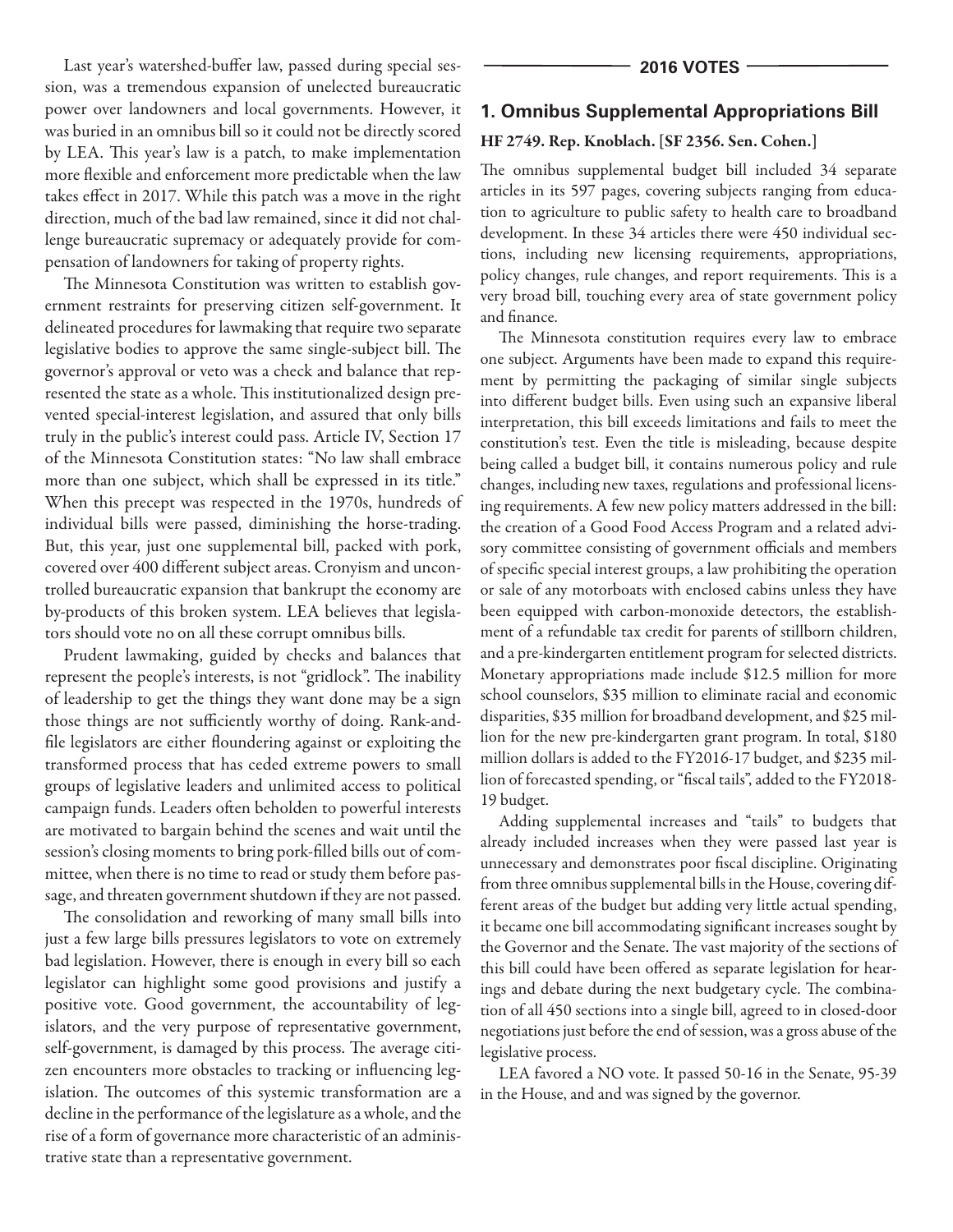Last year's watershed-buffer law, passed during special session, was a tremendous expansion of unelected bureaucratic power over landowners and local governments. However, it was buried in an omnibus bill so it could not be directly scored by LEA. This year's law is a patch, to make implementation more flexible and enforcement more predictable when the law takes effect in 2017. While this patch was a move in the right direction, much of the bad law remained, since it did not challenge bureaucratic supremacy or adequately provide for compensation of landowners for taking of property rights.

The Minnesota Constitution was written to establish government restraints for preserving citizen self-government. It delineated procedures for lawmaking that require two separate legislative bodies to approve the same single-subject bill. The governor's approval or veto was a check and balance that represented the state as a whole. This institutionalized design prevented special-interest legislation, and assured that only bills truly in the public's interest could pass. Article IV, Section 17 of the Minnesota Constitution states: "No law shall embrace more than one subject, which shall be expressed in its title." When this precept was respected in the 1970s, hundreds of individual bills were passed, diminishing the horse-trading. But, this year, just one supplemental bill, packed with pork, covered over 400 different subject areas. Cronyism and uncontrolled bureaucratic expansion that bankrupt the economy are by-products of this broken system. LEA believes that legislators should vote no on all these corrupt omnibus bills.

Prudent lawmaking, guided by checks and balances that represent the people's interests, is not "gridlock". The inability of leadership to get the things they want done may be a sign those things are not sufficiently worthy of doing. Rank-and-file legislators are either floundering against or exploiting the transformed process that has ceded extreme powers to small groups of legislative leaders and unlimited access to political campaign funds. Leaders often beholden to powerful interests are motivated to bargain behind the scenes and wait until the session's closing moments to bring pork-filled bills out of committee, when there is no time to read or study them before passage, and threaten government shutdown if they are not passed.

The consolidation and reworking of many small bills into just a few large bills pressures legislators to vote on extremely bad legislation. However, there is enough in every bill so each legislator can highlight some good provisions and justify a positive vote. Good government, the accountability of legislators, and the very purpose of representative government, self-government, is damaged by this process. The average citizen encounters more obstacles to tracking or influencing legislation. The outcomes of this systemic transformation are a decline in the performance of the legislature as a whole, and the rise of a form of governance more characteristic of an administrative state than a representative government.

## 2016 VOTES

### 1. Omnibus Supplemental Appropriations Bill

**HF 2749. Rep. Knoblach. [SF 2356. Sen. Cohen.]**

The omnibus supplemental budget bill included 34 separate articles in its 597 pages, covering subjects ranging from education to agriculture to public safety to health care to broadband development. In these 34 articles there were 450 individual sections, including new licensing requirements, appropriations, policy changes, rule changes, and report requirements. This is a very broad bill, touching every area of state government policy and finance.

The Minnesota constitution requires every law to embrace one subject. Arguments have been made to expand this requirement by permitting the packaging of similar single subjects into different budget bills. Even using such an expansive liberal interpretation, this bill exceeds limitations and fails to meet the constitution's test. Even the title is misleading, because despite being called a budget bill, it contains numerous policy and rule changes, including new taxes, regulations and professional licensing requirements. A few new policy matters addressed in the bill: the creation of a Good Food Access Program and a related advisory committee consisting of government officials and members of specific special interest groups, a law prohibiting the operation or sale of any motorboats with enclosed cabins unless they have been equipped with carbon-monoxide detectors, the establishment of a refundable tax credit for parents of stillborn children, and a pre-kindergarten entitlement program for selected districts. Monetary appropriations made include $12.5 million for more school counselors, $35 million to eliminate racial and economic disparities, $35 million for broadband development, and $25 million for the new pre-kindergarten grant program. In total, $180 million dollars is added to the FY2016-17 budget, and $235 million of forecasted spending, or "fiscal tails", added to the FY2018-19 budget.

Adding supplemental increases and "tails" to budgets that already included increases when they were passed last year is unnecessary and demonstrates poor fiscal discipline. Originating from three omnibus supplemental bills in the House, covering different areas of the budget but adding very little actual spending, it became one bill accommodating significant increases sought by the Governor and the Senate. The vast majority of the sections of this bill could have been offered as separate legislation for hearings and debate during the next budgetary cycle. The combination of all 450 sections into a single bill, agreed to in closed-door negotiations just before the end of session, was a gross abuse of the legislative process.

LEA favored a NO vote. It passed 50-16 in the Senate, 95-39 in the House, and and was signed by the governor.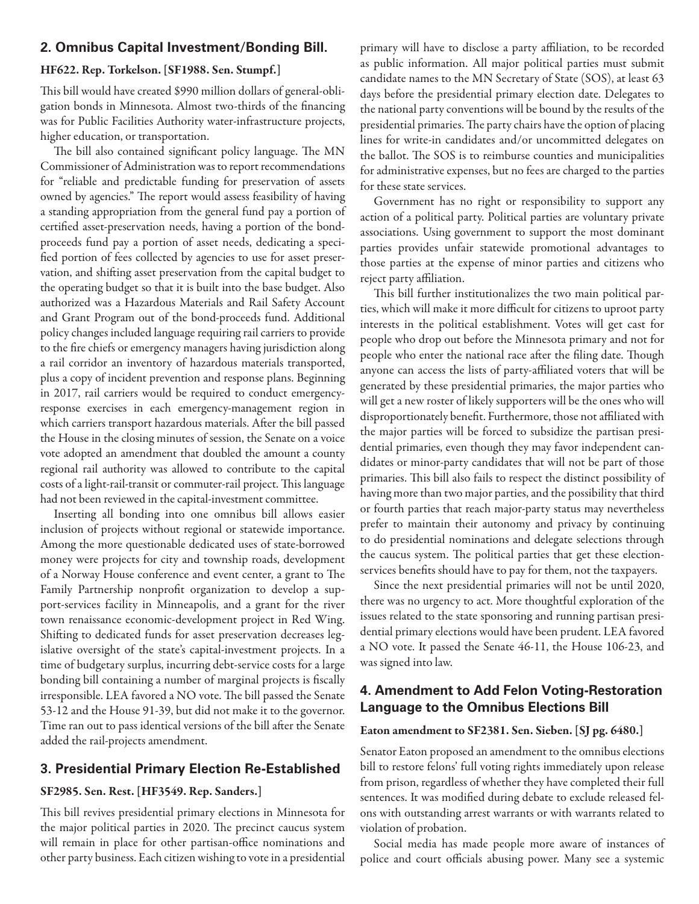## 2. Omnibus Capital Investment/Bonding Bill.

**HF622. Rep. Torkelson. [SF1988. Sen. Stumpf.]**

This bill would have created $990 million dollars of general-obligation bonds in Minnesota. Almost two-thirds of the financing was for Public Facilities Authority water-infrastructure projects, higher education, or transportation.

The bill also contained significant policy language. The MN Commissioner of Administration was to report recommendations for "reliable and predictable funding for preservation of assets owned by agencies." The report would assess feasibility of having a standing appropriation from the general fund pay a portion of certified asset-preservation needs, having a portion of the bond-proceeds fund pay a portion of asset needs, dedicating a specified portion of fees collected by agencies to use for asset preservation, and shifting asset preservation from the capital budget to the operating budget so that it is built into the base budget. Also authorized was a Hazardous Materials and Rail Safety Account and Grant Program out of the bond-proceeds fund. Additional policy changes included language requiring rail carriers to provide to the fire chiefs or emergency managers having jurisdiction along a rail corridor an inventory of hazardous materials transported, plus a copy of incident prevention and response plans. Beginning in 2017, rail carriers would be required to conduct emergency-response exercises in each emergency-management region in which carriers transport hazardous materials. After the bill passed the House in the closing minutes of session, the Senate on a voice vote adopted an amendment that doubled the amount a county regional rail authority was allowed to contribute to the capital costs of a light-rail-transit or commuter-rail project. This language had not been reviewed in the capital-investment committee.

Inserting all bonding into one omnibus bill allows easier inclusion of projects without regional or statewide importance. Among the more questionable dedicated uses of state-borrowed money were projects for city and township roads, development of a Norway House conference and event center, a grant to The Family Partnership nonprofit organization to develop a support-services facility in Minneapolis, and a grant for the river town renaissance economic-development project in Red Wing. Shifting to dedicated funds for asset preservation decreases legislative oversight of the state's capital-investment projects. In a time of budgetary surplus, incurring debt-service costs for a large bonding bill containing a number of marginal projects is fiscally irresponsible. LEA favored a NO vote. The bill passed the Senate 53-12 and the House 91-39, but did not make it to the governor. Time ran out to pass identical versions of the bill after the Senate added the rail-projects amendment.

## 3. Presidential Primary Election Re-Established

**SF2985. Sen. Rest. [HF3549. Rep. Sanders.]**

This bill revives presidential primary elections in Minnesota for the major political parties in 2020. The precinct caucus system will remain in place for other partisan-office nominations and other party business. Each citizen wishing to vote in a presidential primary will have to disclose a party affiliation, to be recorded as public information. All major political parties must submit candidate names to the MN Secretary of State (SOS), at least 63 days before the presidential primary election date. Delegates to the national party conventions will be bound by the results of the presidential primaries. The party chairs have the option of placing lines for write-in candidates and/or uncommitted delegates on the ballot. The SOS is to reimburse counties and municipalities for administrative expenses, but no fees are charged to the parties for these state services.

Government has no right or responsibility to support any action of a political party. Political parties are voluntary private associations. Using government to support the most dominant parties provides unfair statewide promotional advantages to those parties at the expense of minor parties and citizens who reject party affiliation.

This bill further institutionalizes the two main political parties, which will make it more difficult for citizens to uproot party interests in the political establishment. Votes will get cast for people who drop out before the Minnesota primary and not for people who enter the national race after the filing date. Though anyone can access the lists of party-affiliated voters that will be generated by these presidential primaries, the major parties who will get a new roster of likely supporters will be the ones who will disproportionately benefit. Furthermore, those not affiliated with the major parties will be forced to subsidize the partisan presidential primaries, even though they may favor independent candidates or minor-party candidates that will not be part of those primaries. This bill also fails to respect the distinct possibility of having more than two major parties, and the possibility that third or fourth parties that reach major-party status may nevertheless prefer to maintain their autonomy and privacy by continuing to do presidential nominations and delegate selections through the caucus system. The political parties that get these election-services benefits should have to pay for them, not the taxpayers.

Since the next presidential primaries will not be until 2020, there was no urgency to act. More thoughtful exploration of the issues related to the state sponsoring and running partisan presidential primary elections would have been prudent. LEA favored a NO vote. It passed the Senate 46-11, the House 106-23, and was signed into law.

## 4. Amendment to Add Felon Voting-Restoration Language to the Omnibus Elections Bill

**Eaton amendment to SF2381. Sen. Sieben. [SJ pg. 6480.]**

Senator Eaton proposed an amendment to the omnibus elections bill to restore felons' full voting rights immediately upon release from prison, regardless of whether they have completed their full sentences. It was modified during debate to exclude released felons with outstanding arrest warrants or with warrants related to violation of probation.

Social media has made people more aware of instances of police and court officials abusing power. Many see a systemic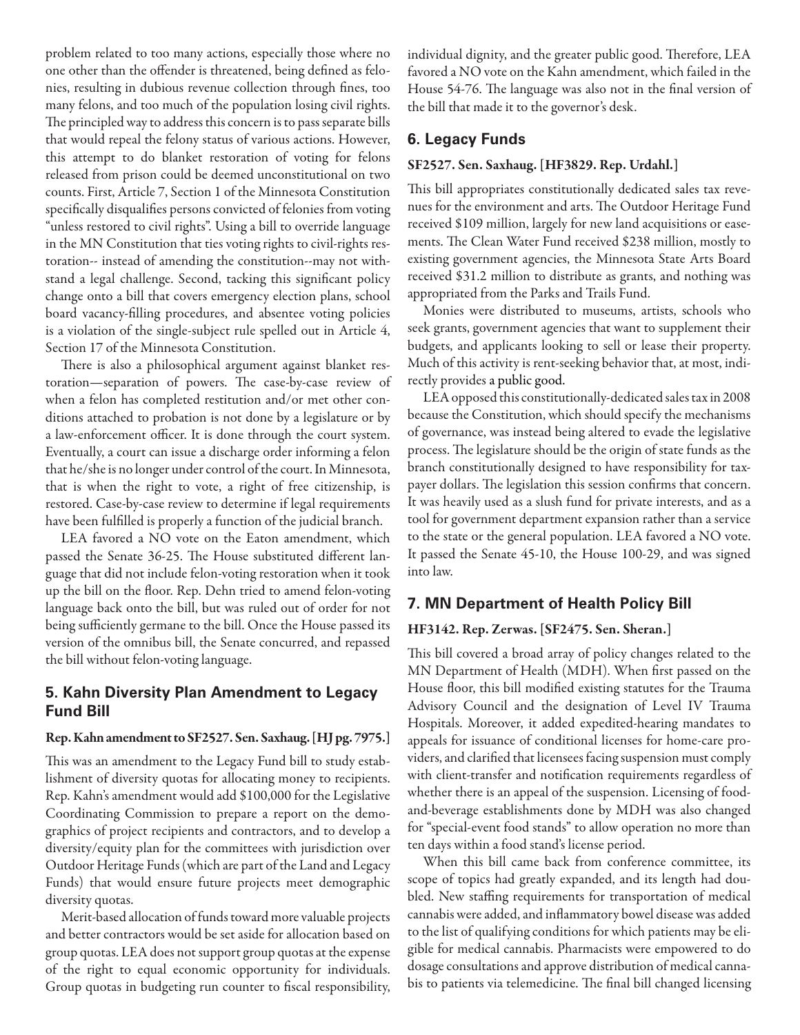problem related to too many actions, especially those where no one other than the offender is threatened, being defined as felonies, resulting in dubious revenue collection through fines, too many felons, and too much of the population losing civil rights. The principled way to address this concern is to pass separate bills that would repeal the felony status of various actions. However, this attempt to do blanket restoration of voting for felons released from prison could be deemed unconstitutional on two counts. First, Article 7, Section 1 of the Minnesota Constitution specifically disqualifies persons convicted of felonies from voting "unless restored to civil rights". Using a bill to override language in the MN Constitution that ties voting rights to civil-rights restoration-- instead of amending the constitution--may not withstand a legal challenge. Second, tacking this significant policy change onto a bill that covers emergency election plans, school board vacancy-filling procedures, and absentee voting policies is a violation of the single-subject rule spelled out in Article 4, Section 17 of the Minnesota Constitution.

There is also a philosophical argument against blanket restoration—separation of powers. The case-by-case review of when a felon has completed restitution and/or met other conditions attached to probation is not done by a legislature or by a law-enforcement officer. It is done through the court system. Eventually, a court can issue a discharge order informing a felon that he/she is no longer under control of the court. In Minnesota, that is when the right to vote, a right of free citizenship, is restored. Case-by-case review to determine if legal requirements have been fulfilled is properly a function of the judicial branch.

LEA favored a NO vote on the Eaton amendment, which passed the Senate 36-25. The House substituted different language that did not include felon-voting restoration when it took up the bill on the floor. Rep. Dehn tried to amend felon-voting language back onto the bill, but was ruled out of order for not being sufficiently germane to the bill. Once the House passed its version of the omnibus bill, the Senate concurred, and repassed the bill without felon-voting language.

## 5. Kahn Diversity Plan Amendment to Legacy Fund Bill

**Rep. Kahn amendment to SF2527. Sen. Saxhaug. [HJ pg. 7975.]**

This was an amendment to the Legacy Fund bill to study establishment of diversity quotas for allocating money to recipients. Rep. Kahn's amendment would add $100,000 for the Legislative Coordinating Commission to prepare a report on the demographics of project recipients and contractors, and to develop a diversity/equity plan for the committees with jurisdiction over Outdoor Heritage Funds (which are part of the Land and Legacy Funds) that would ensure future projects meet demographic diversity quotas.

Merit-based allocation of funds toward more valuable projects and better contractors would be set aside for allocation based on group quotas. LEA does not support group quotas at the expense of the right to equal economic opportunity for individuals. Group quotas in budgeting run counter to fiscal responsibility, individual dignity, and the greater public good. Therefore, LEA favored a NO vote on the Kahn amendment, which failed in the House 54-76. The language was also not in the final version of the bill that made it to the governor's desk.

## 6. Legacy Funds

**SF2527. Sen. Saxhaug. [HF3829. Rep. Urdahl.]**

This bill appropriates constitutionally dedicated sales tax revenues for the environment and arts. The Outdoor Heritage Fund received $109 million, largely for new land acquisitions or easements. The Clean Water Fund received $238 million, mostly to existing government agencies, the Minnesota State Arts Board received $31.2 million to distribute as grants, and nothing was appropriated from the Parks and Trails Fund.

Monies were distributed to museums, artists, schools who seek grants, government agencies that want to supplement their budgets, and applicants looking to sell or lease their property. Much of this activity is rent-seeking behavior that, at most, indirectly provides a public good.

LEA opposed this constitutionally-dedicated sales tax in 2008 because the Constitution, which should specify the mechanisms of governance, was instead being altered to evade the legislative process. The legislature should be the origin of state funds as the branch constitutionally designed to have responsibility for taxpayer dollars. The legislation this session confirms that concern. It was heavily used as a slush fund for private interests, and as a tool for government department expansion rather than a service to the state or the general population. LEA favored a NO vote. It passed the Senate 45-10, the House 100-29, and was signed into law.

## 7. MN Department of Health Policy Bill

**HF3142. Rep. Zerwas. [SF2475. Sen. Sheran.]**

This bill covered a broad array of policy changes related to the MN Department of Health (MDH). When first passed on the House floor, this bill modified existing statutes for the Trauma Advisory Council and the designation of Level IV Trauma Hospitals. Moreover, it added expedited-hearing mandates to appeals for issuance of conditional licenses for home-care providers, and clarified that licensees facing suspension must comply with client-transfer and notification requirements regardless of whether there is an appeal of the suspension. Licensing of food-and-beverage establishments done by MDH was also changed for "special-event food stands" to allow operation no more than ten days within a food stand's license period.

When this bill came back from conference committee, its scope of topics had greatly expanded, and its length had doubled. New staffing requirements for transportation of medical cannabis were added, and inflammatory bowel disease was added to the list of qualifying conditions for which patients may be eligible for medical cannabis. Pharmacists were empowered to do dosage consultations and approve distribution of medical cannabis to patients via telemedicine. The final bill changed licensing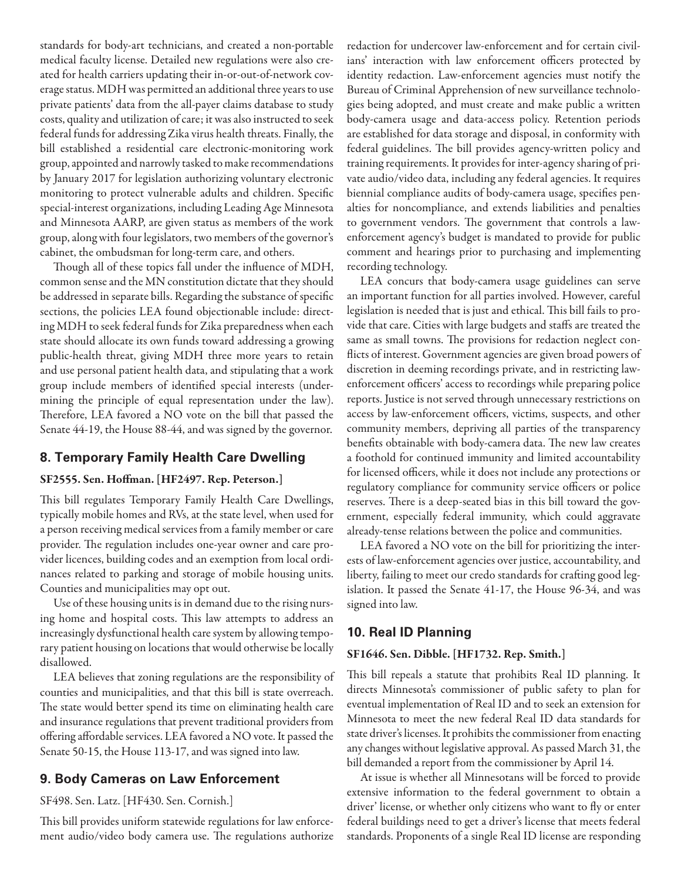standards for body-art technicians, and created a non-portable medical faculty license. Detailed new regulations were also created for health carriers updating their in-or-out-of-network coverage status. MDH was permitted an additional three years to use private patients' data from the all-payer claims database to study costs, quality and utilization of care; it was also instructed to seek federal funds for addressing Zika virus health threats. Finally, the bill established a residential care electronic-monitoring work group, appointed and narrowly tasked to make recommendations by January 2017 for legislation authorizing voluntary electronic monitoring to protect vulnerable adults and children. Specific special-interest organizations, including Leading Age Minnesota and Minnesota AARP, are given status as members of the work group, along with four legislators, two members of the governor's cabinet, the ombudsman for long-term care, and others.

Though all of these topics fall under the influence of MDH, common sense and the MN constitution dictate that they should be addressed in separate bills. Regarding the substance of specific sections, the policies LEA found objectionable include: directing MDH to seek federal funds for Zika preparedness when each state should allocate its own funds toward addressing a growing public-health threat, giving MDH three more years to retain and use personal patient health data, and stipulating that a work group include members of identified special interests (undermining the principle of equal representation under the law). Therefore, LEA favored a NO vote on the bill that passed the Senate 44-19, the House 88-44, and was signed by the governor.

## 8. Temporary Family Health Care Dwelling

**SF2555. Sen. Hoffman. [HF2497. Rep. Peterson.]**

This bill regulates Temporary Family Health Care Dwellings, typically mobile homes and RVs, at the state level, when used for a person receiving medical services from a family member or care provider. The regulation includes one-year owner and care provider licences, building codes and an exemption from local ordinances related to parking and storage of mobile housing units. Counties and municipalities may opt out.

Use of these housing units is in demand due to the rising nursing home and hospital costs. This law attempts to address an increasingly dysfunctional health care system by allowing temporary patient housing on locations that would otherwise be locally disallowed.

LEA believes that zoning regulations are the responsibility of counties and municipalities, and that this bill is state overreach. The state would better spend its time on eliminating health care and insurance regulations that prevent traditional providers from offering affordable services. LEA favored a NO vote. It passed the Senate 50-15, the House 113-17, and was signed into law.

## 9. Body Cameras on Law Enforcement

SF498. Sen. Latz. [HF430. Sen. Cornish.]

This bill provides uniform statewide regulations for law enforcement audio/video body camera use. The regulations authorize redaction for undercover law-enforcement and for certain civilians' interaction with law enforcement officers protected by identity redaction. Law-enforcement agencies must notify the Bureau of Criminal Apprehension of new surveillance technologies being adopted, and must create and make public a written body-camera usage and data-access policy. Retention periods are established for data storage and disposal, in conformity with federal guidelines. The bill provides agency-written policy and training requirements. It provides for inter-agency sharing of private audio/video data, including any federal agencies. It requires biennial compliance audits of body-camera usage, specifies penalties for noncompliance, and extends liabilities and penalties to government vendors. The government that controls a law-enforcement agency's budget is mandated to provide for public comment and hearings prior to purchasing and implementing recording technology.

LEA concurs that body-camera usage guidelines can serve an important function for all parties involved. However, careful legislation is needed that is just and ethical. This bill fails to provide that care. Cities with large budgets and staffs are treated the same as small towns. The provisions for redaction neglect conflicts of interest. Government agencies are given broad powers of discretion in deeming recordings private, and in restricting law-enforcement officers' access to recordings while preparing police reports. Justice is not served through unnecessary restrictions on access by law-enforcement officers, victims, suspects, and other community members, depriving all parties of the transparency benefits obtainable with body-camera data. The new law creates a foothold for continued immunity and limited accountability for licensed officers, while it does not include any protections or regulatory compliance for community service officers or police reserves. There is a deep-seated bias in this bill toward the government, especially federal immunity, which could aggravate already-tense relations between the police and communities.

LEA favored a NO vote on the bill for prioritizing the interests of law-enforcement agencies over justice, accountability, and liberty, failing to meet our credo standards for crafting good legislation. It passed the Senate 41-17, the House 96-34, and was signed into law.

## 10. Real ID Planning

**SF1646. Sen. Dibble. [HF1732. Rep. Smith.]**

This bill repeals a statute that prohibits Real ID planning. It directs Minnesota's commissioner of public safety to plan for eventual implementation of Real ID and to seek an extension for Minnesota to meet the new federal Real ID data standards for state driver's licenses. It prohibits the commissioner from enacting any changes without legislative approval. As passed March 31, the bill demanded a report from the commissioner by April 14.

At issue is whether all Minnesotans will be forced to provide extensive information to the federal government to obtain a driver' license, or whether only citizens who want to fly or enter federal buildings need to get a driver's license that meets federal standards. Proponents of a single Real ID license are responding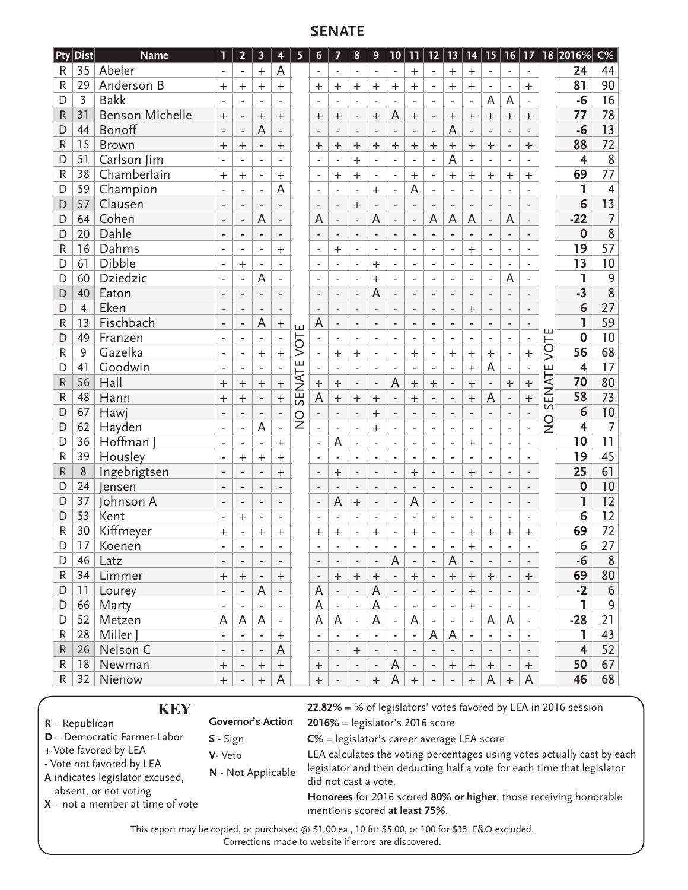## SENATE

| Pty | Dist | Name | 1 | 2 | 3 | 4 | 5 | 6 | 7 | 8 | 9 | 10 | 11 | 12 | 13 | 14 | 15 | 16 | 17 | 18 | 2016% | C% |
|---|---|---|---|---|---|---|---|---|---|---|---|---|---|---|---|---|---|---|---|---|---|---|
| R | 35 | Abeler | - | - | + | A | NO SENATE VOTE | - | - | - | - | - | + | - | + | + | - | - | - | NO SENATE VOTE | **24** | 44 |
| R | 29 | Anderson B | + | + | + | + | | + | + | + | + | + | + | - | + | + | - | - | + | | **81** | 90 |
| D | 3 | Bakk | - | - | - | - | | - | - | - | - | - | - | - | - | - | A | A | - | | **-6** | 16 |
| R | 31 | Benson Michelle | + | - | + | + | | + | + | - | + | A | + | - | + | + | + | + | + | | **77** | 78 |
| D | 44 | Bonoff | - | - | A | - | | - | - | - | - | - | - | - | A | - | - | - | - | | **-6** | 13 |
| R | 15 | Brown | + | + | - | + | | + | + | + | + | + | + | + | + | + | + | - | + | | **88** | 72 |
| D | 51 | Carlson Jim | - | - | - | - | | - | - | + | - | - | - | - | A | - | - | - | - | | **4** | 8 |
| R | 38 | Chamberlain | + | + | - | + | | - | + | + | - | - | + | - | + | + | + | + | + | | **69** | 77 |
| D | 59 | Champion | - | - | - | A | | - | - | - | + | - | A | - | - | - | - | - | - | | **1** | 4 |
| D | 57 | Clausen | - | - | - | - | | - | - | + | - | - | - | - | - | - | - | - | - | | **6** | 13 |
| D | 64 | Cohen | - | - | A | - | | A | - | - | A | - | - | A | A | A | - | A | - | | **-22** | 7 |
| D | 20 | Dahle | - | - | - | - | | - | - | - | - | - | - | - | - | - | - | - | - | | **0** | 8 |
| R | 16 | Dahms | - | - | - | + | | - | + | - | - | - | - | - | - | + | - | - | - | | **19** | 57 |
| D | 61 | Dibble | - | + | - | - | | - | - | - | + | - | - | - | - | - | - | - | - | | **13** | 10 |
| D | 60 | Dziedzic | - | - | A | - | | - | - | - | + | - | - | - | - | - | - | A | - | | **1** | 9 |
| D | 40 | Eaton | - | - | - | - | | - | - | - | A | - | - | - | - | - | - | - | - | | **-3** | 8 |
| D | 4 | Eken | - | - | - | - | | - | - | - | - | - | - | - | - | + | - | - | - | | **6** | 27 |
| R | 13 | Fischbach | - | - | A | + | | A | - | - | - | - | - | - | - | - | - | - | - | | **1** | 59 |
| D | 49 | Franzen | - | - | - | - | | - | - | - | - | - | - | - | - | - | - | - | - | | **0** | 10 |
| R | 9 | Gazelka | - | - | + | + | | - | + | + | - | - | + | - | + | + | + | - | + | | **56** | 68 |
| D | 41 | Goodwin | - | - | - | - | | - | - | - | - | - | - | - | - | + | A | - | - | | **4** | 17 |
| R | 56 | Hall | + | + | + | + | | + | + | - | - | A | + | + | - | + | - | + | + | | **70** | 80 |
| R | 48 | Hann | + | + | - | + | | A | + | + | + | - | + | - | - | + | A | - | + | | **58** | 73 |
| D | 67 | Hawj | - | - | - | - | | - | - | - | + | - | - | - | - | - | - | - | - | | **6** | 10 |
| D | 62 | Hayden | - | - | A | - | | - | - | - | + | - | - | - | - | - | - | - | - | | **4** | 7 |
| D | 36 | Hoffman J | - | - | - | + | | - | A | - | - | - | - | - | - | + | - | - | - | | **10** | 11 |
| R | 39 | Housley | - | + | + | + | | - | - | - | - | - | - | - | - | - | - | - | - | | **19** | 45 |
| R | 8 | Ingebrigtsen | - | - | - | + | | - | + | - | - | - | + | - | - | + | - | - | - | | **25** | 61 |
| D | 24 | Jensen | - | - | - | - | | - | - | - | - | - | - | - | - | - | - | - | - | | **0** | 10 |
| D | 37 | Johnson A | - | - | - | - | | - | A | + | - | - | A | - | - | - | - | - | - | | **1** | 12 |
| D | 53 | Kent | - | + | - | - | | - | - | - | - | - | - | - | - | - | - | - | - | | **6** | 12 |
| R | 30 | Kiffmeyer | + | - | + | + | | + | + | - | + | - | + | - | - | + | + | + | + | | **69** | 72 |
| D | 17 | Koenen | - | - | - | - | | - | - | - | - | - | - | - | - | + | - | - | - | | **6** | 27 |
| D | 46 | Latz | - | - | - | - | | - | - | - | - | A | - | - | A | - | - | - | - | | **-6** | 8 |
| R | 34 | Limmer | + | + | - | + | | - | + | + | + | - | + | - | + | + | + | - | + | | **69** | 80 |
| D | 11 | Lourey | - | - | A | - | | A | - | - | A | - | - | - | - | + | - | - | - | | **-2** | 6 |
| D | 66 | Marty | - | - | - | - | | A | - | - | A | - | - | - | - | + | - | - | - | | **1** | 9 |
| D | 52 | Metzen | A | A | A | - | | A | A | - | A | - | A | - | - | - | A | A | - | | **-28** | 21 |
| R | 28 | Miller J | - | - | - | + | | - | - | - | - | - | - | A | A | - | - | - | - | | **1** | 43 |
| R | 26 | Nelson C | - | - | - | A | | - | - | + | - | - | - | - | - | - | - | - | - | | **4** | 52 |
| R | 18 | Newman | + | - | + | + | | + | - | - | - | A | - | - | + | + | + | - | + | | **50** | 67 |
| R | 32 | Nienow | + | - | + | A | | + | - | - | + | A | + | - | - | + | A | + | A | | **46** | 68 |

## KEY

**R** – Republican
**D** – Democratic-Farmer-Labor
**+** Vote favored by LEA
**-** Vote not favored by LEA
**A** indicates legislator excused, absent, or not voting
**X** – not a member at time of vote

**Governor's Action**
**S -** Sign
**V-** Veto
**N -** Not Applicable

**22.82%** = % of legislators' votes favored by LEA in 2016 session
**2016%** = legislator's 2016 score
**C%** = legislator's career average LEA score
LEA calculates the voting percentages using votes actually cast by each legislator and then deducting half a vote for each time that legislator did not cast a vote.
**Honorees** for 2016 scored **80% or higher**, those receiving honorable mentions scored **at least 75%**.

This report may be copied, or purchased @ $1.00 ea., 10 for $5.00, or 100 for $35. E&O excluded. Corrections made to website if errors are discovered.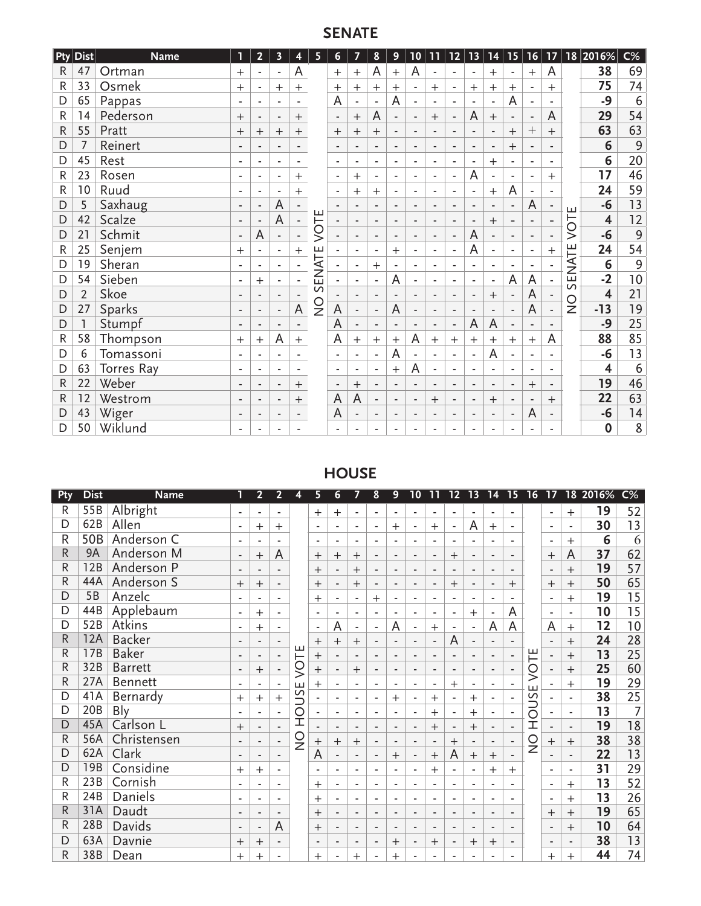## SENATE

| Pty | Dist | Name | 1 | 2 | 3 | 4 | 5 | 6 | 7 | 8 | 9 | 10 | 11 | 12 | 13 | 14 | 15 | 16 | 17 | 18 | 2016% | C% |
|---|---|---|---|---|---|---|---|---|---|---|---|---|---|---|---|---|---|---|---|---|---|---|
| R | 47 | Ortman | + | - | - | A | NO SENATE VOTE | + | + | A | + | A | - | - | - | + | - | + | A | NO SENATE VOTE | **38** | 69 |
| R | 33 | Osmek | + | - | + | + | | + | + | + | + | - | + | - | + | + | + | - | + | | **75** | 74 |
| D | 65 | Pappas | - | - | - | - | | A | - | - | A | - | - | - | - | - | A | - | - | | **-9** | 6 |
| R | 14 | Pederson | + | - | - | + | | - | + | A | - | - | + | - | A | + | - | - | A | | **29** | 54 |
| R | 55 | Pratt | + | + | + | + | | + | + | + | - | - | - | - | - | - | + | + | + | | **63** | 63 |
| D | 7 | Reinert | - | - | - | - | | - | - | - | - | - | - | - | - | - | + | - | - | | **6** | 9 |
| D | 45 | Rest | - | - | - | - | | - | - | - | - | - | - | - | - | + | - | - | - | | **6** | 20 |
| R | 23 | Rosen | - | - | - | + | | - | + | - | - | - | - | - | A | - | - | - | + | | **17** | 46 |
| R | 10 | Ruud | - | - | - | + | | - | + | + | - | - | - | - | - | + | A | - | - | | **24** | 59 |
| D | 5 | Saxhaug | - | - | A | - | | - | - | - | - | - | - | - | - | - | - | A | - | | **-6** | 13 |
| D | 42 | Scalze | - | - | A | - | | - | - | - | - | - | - | - | - | + | - | - | - | | **4** | 12 |
| D | 21 | Schmit | - | A | - | - | | - | - | - | - | - | - | - | A | - | - | - | - | | **-6** | 9 |
| R | 25 | Senjem | + | - | - | + | | - | - | - | + | - | - | - | A | - | - | - | + | | **24** | 54 |
| D | 19 | Sheran | - | - | - | - | | - | - | + | - | - | - | - | - | - | - | - | - | | **6** | 9 |
| D | 54 | Sieben | - | + | - | - | | - | - | - | A | - | - | - | - | - | A | A | - | | **-2** | 10 |
| D | 2 | Skoe | - | - | - | - | | - | - | - | - | - | - | - | - | + | - | A | - | | **4** | 21 |
| D | 27 | Sparks | - | - | - | A | | A | - | - | A | - | - | - | - | - | - | A | - | | **-13** | 19 |
| D | 1 | Stumpf | - | - | - | - | | A | - | - | - | - | - | - | A | A | - | - | - | | **-9** | 25 |
| R | 58 | Thompson | + | + | A | + | | A | + | + | + | A | + | + | + | + | + | + | A | | **88** | 85 |
| D | 6 | Tomassoni | - | - | - | - | | - | - | - | A | - | - | - | - | A | - | - | - | | **-6** | 13 |
| D | 63 | Torres Ray | - | - | - | - | | - | - | - | + | A | - | - | - | - | - | - | - | | **4** | 6 |
| R | 22 | Weber | - | - | - | + | | - | + | - | - | - | - | - | - | - | - | + | - | | **19** | 46 |
| R | 12 | Westrom | - | - | - | + | | A | A | - | - | - | + | - | - | + | - | - | + | | **22** | 63 |
| D | 43 | Wiger | - | - | - | - | | A | - | - | - | - | - | - | - | - | - | A | - | | **-6** | 14 |
| D | 50 | Wiklund | - | - | - | - | | - | - | - | - | - | - | - | - | - | - | - | - | | **0** | 8 |

## HOUSE

| Pty | Dist | Name | 1 | 2 | 2 | 4 | 5 | 6 | 7 | 8 | 9 | 10 | 11 | 12 | 13 | 14 | 15 | 16 | 17 | 18 | 2016% | C% |
|---|---|---|---|---|---|---|---|---|---|---|---|---|---|---|---|---|---|---|---|---|---|---|
| R | 55B | Albright | - | - | - | NO HOUSE VOTE | + | + | - | - | - | - | - | - | - | - | - | NO HOUSE VOTE | - | + | **19** | 52 |
| D | 62B | Allen | - | + | + | | - | - | - | - | + | - | + | - | A | + | - | | - | - | **30** | 13 |
| R | 50B | Anderson C | - | - | - | | - | - | - | - | - | - | - | - | - | - | - | | - | + | **6** | 6 |
| R | 9A | Anderson M | - | + | A | | + | + | + | - | - | - | - | + | - | - | - | | + | A | **37** | 62 |
| R | 12B | Anderson P | - | - | - | | + | - | + | - | - | - | - | - | - | - | - | | - | + | **19** | 57 |
| R | 44A | Anderson S | + | + | - | | + | - | + | - | - | - | - | + | - | - | + | | + | + | **50** | 65 |
| D | 5B | Anzelc | - | - | - | | + | - | - | + | - | - | - | - | - | - | - | | - | + | **19** | 15 |
| D | 44B | Applebaum | - | + | - | | - | - | - | - | - | - | - | - | + | - | A | | - | - | **10** | 15 |
| D | 52B | Atkins | - | + | - | | - | A | - | - | A | - | + | - | - | A | A | | A | + | **12** | 10 |
| R | 12A | Backer | - | - | - | | + | + | + | - | - | - | - | A | - | - | - | | - | + | **24** | 28 |
| R | 17B | Baker | - | - | - | | + | - | - | - | - | - | - | - | - | - | - | | - | + | **13** | 25 |
| R | 32B | Barrett | - | + | - | | + | - | + | - | - | - | - | - | - | - | - | | - | + | **25** | 60 |
| R | 27A | Bennett | - | - | - | | + | - | - | - | - | - | - | + | - | - | - | | - | + | **19** | 29 |
| D | 41A | Bernardy | + | + | + | | - | - | - | - | + | - | + | - | + | - | - | | - | - | **38** | 25 |
| D | 20B | Bly | - | - | - | | - | - | - | - | - | - | + | - | + | - | - | | - | - | **13** | 7 |
| D | 45A | Carlson L | + | - | - | | - | - | - | - | - | - | + | - | + | - | - | | - | - | **19** | 18 |
| R | 56A | Christensen | - | - | - | | + | + | + | - | - | - | - | + | - | - | - | | + | + | **38** | 38 |
| D | 62A | Clark | - | - | - | | A | - | - | - | + | - | + | A | + | + | - | | - | - | **22** | 13 |
| D | 19B | Considine | + | + | - | | - | - | - | - | - | - | + | - | - | + | + | | - | - | **31** | 29 |
| R | 23B | Cornish | - | - | - | | + | - | - | - | - | - | - | - | - | - | - | | - | + | **13** | 52 |
| R | 24B | Daniels | - | - | - | | + | - | - | - | - | - | - | - | - | - | - | | - | + | **13** | 26 |
| R | 31A | Daudt | - | - | - | | + | - | - | - | - | - | - | - | - | - | - | | + | + | **19** | 65 |
| R | 28B | Davids | - | - | A | | + | - | - | - | - | - | - | - | - | - | - | | - | + | **10** | 64 |
| D | 63A | Davnie | + | + | - | | - | - | - | - | + | - | + | - | + | + | - | | - | - | **38** | 13 |
| R | 38B | Dean | + | + | - | | + | - | + | - | + | - | - | - | - | - | - | | + | + | **44** | 74 |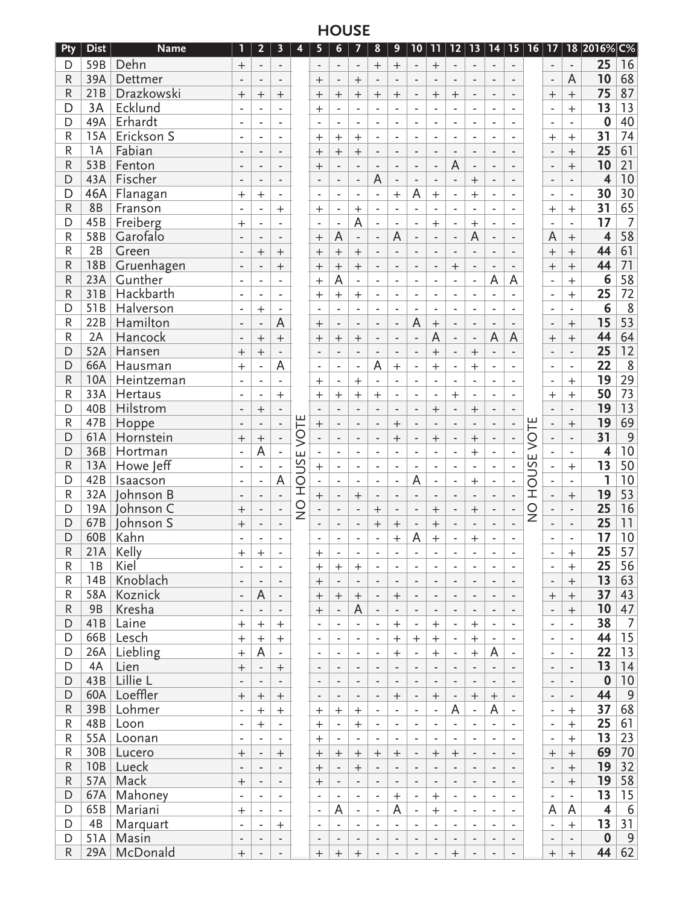## HOUSE

| Pty | Dist | Name | 1 | 2 | 3 | 4 | 5 | 6 | 7 | 8 | 9 | 10 | 11 | 12 | 13 | 14 | 15 | 16 | 17 | 18 | 2016% | C% |
|---|---|---|---|---|---|---|---|---|---|---|---|---|---|---|---|---|---|---|---|---|---|---|
| D | 59B | Dehn | + | - | - | NO HOUSE VOTE | - | - | - | + | + | - | + | - | - | - | - | NO HOUSE VOTE | - | - | 25 | 16 |
| R | 39A | Dettmer | - | - | - | | + | - | + | - | - | - | - | - | - | - | - | | - | A | 10 | 68 |
| R | 21B | Drazkowski | + | + | + | | + | + | + | + | + | - | + | + | - | - | - | | + | + | 75 | 87 |
| D | 3A | Ecklund | - | - | - | | + | - | - | - | - | - | - | - | - | - | - | | - | + | 13 | 13 |
| D | 49A | Erhardt | - | - | - | | - | - | - | - | - | - | - | - | - | - | - | | - | - | 0 | 40 |
| R | 15A | Erickson S | - | - | - | | + | + | + | - | - | - | - | - | - | - | - | | + | + | 31 | 74 |
| R | 1A | Fabian | - | - | - | | + | + | + | - | - | - | - | - | - | - | - | | - | + | 25 | 61 |
| R | 53B | Fenton | - | - | - | | + | - | - | - | - | - | - | A | - | - | - | | - | + | 10 | 21 |
| D | 43A | Fischer | - | - | - | | - | - | - | A | - | - | - | - | + | - | - | | - | - | 4 | 10 |
| D | 46A | Flanagan | + | + | - | | - | - | - | - | + | A | + | - | + | - | - | | - | - | 30 | 30 |
| R | 8B | Franson | - | - | + | | + | - | + | - | - | - | - | - | - | - | - | | + | + | 31 | 65 |
| D | 45B | Freiberg | + | - | - | | - | - | A | - | - | - | + | - | + | - | - | | - | - | 17 | 7 |
| R | 58B | Garofalo | - | - | - | | + | A | - | - | A | - | - | - | A | - | - | | A | + | 4 | 58 |
| R | 2B | Green | - | + | + | | + | + | + | - | - | - | - | - | - | - | - | | + | + | 44 | 61 |
| R | 18B | Gruenhagen | - | - | + | | + | + | + | - | - | - | - | + | - | - | - | | + | + | 44 | 71 |
| R | 23A | Gunther | - | - | - | | + | A | - | - | - | - | - | - | - | A | A | | - | + | 6 | 58 |
| R | 31B | Hackbarth | - | - | - | | + | + | + | - | - | - | - | - | - | - | - | | - | + | 25 | 72 |
| D | 51B | Halverson | - | + | - | | - | - | - | - | - | - | - | - | - | - | - | | - | - | 6 | 8 |
| R | 22B | Hamilton | - | - | A | | + | - | - | - | - | A | + | - | - | - | - | | - | + | 15 | 53 |
| R | 2A | Hancock | - | + | + | | + | + | + | - | - | - | A | - | - | A | A | | + | + | 44 | 64 |
| D | 52A | Hansen | + | + | - | | - | - | - | - | - | - | + | - | + | - | - | | - | - | 25 | 12 |
| D | 66A | Hausman | + | - | A | | - | - | - | A | + | - | + | - | + | - | - | | - | - | 22 | 8 |
| R | 10A | Heintzeman | - | - | - | | + | - | + | - | - | - | - | - | - | - | - | | - | + | 19 | 29 |
| R | 33A | Hertaus | - | - | + | | + | + | + | + | - | - | - | + | - | - | - | | + | + | 50 | 73 |
| D | 40B | Hilstrom | - | + | - | | - | - | - | - | - | - | + | - | + | - | - | | - | - | 19 | 13 |
| R | 47B | Hoppe | - | - | - | | + | - | - | - | + | - | - | - | - | - | - | | - | + | 19 | 69 |
| D | 61A | Hornstein | + | + | - | | - | - | - | - | + | - | + | - | + | - | - | | - | - | 31 | 9 |
| D | 36B | Hortman | - | A | - | | - | - | - | - | - | - | - | - | + | - | - | | - | - | 4 | 10 |
| R | 13A | Howe Jeff | - | - | - | | + | - | - | - | - | - | - | - | - | - | - | | - | + | 13 | 50 |
| D | 42B | Isaacson | - | - | A | | - | - | - | - | - | A | - | - | + | - | - | | - | - | 1 | 10 |
| R | 32A | Johnson B | - | - | - | | + | - | + | - | - | - | - | - | - | - | - | | - | + | 19 | 53 |
| D | 19A | Johnson C | + | - | - | | - | - | - | + | - | - | + | - | + | - | - | | - | - | 25 | 16 |
| D | 67B | Johnson S | + | - | - | | - | - | - | + | + | - | + | - | - | - | - | | - | - | 25 | 11 |
| D | 60B | Kahn | - | - | - | | - | - | - | - | + | A | + | - | + | - | - | | - | - | 17 | 10 |
| R | 21A | Kelly | + | + | - | | + | - | - | - | - | - | - | - | - | - | - | | - | + | 25 | 57 |
| R | 1B | Kiel | - | - | - | | + | + | + | - | - | - | - | - | - | - | - | | - | + | 25 | 56 |
| R | 14B | Knoblach | - | - | - | | + | - | - | - | - | - | - | - | - | - | - | | - | + | 13 | 63 |
| R | 58A | Koznick | - | A | - | | + | + | + | - | + | - | - | - | - | - | - | | + | + | 37 | 43 |
| R | 9B | Kresha | - | - | - | | + | - | A | - | - | - | - | - | - | - | - | | - | + | 10 | 47 |
| D | 41B | Laine | + | + | + | | - | - | - | - | + | - | + | - | + | - | - | | - | - | 38 | 7 |
| D | 66B | Lesch | + | + | + | | - | - | - | - | + | + | + | - | + | - | - | | - | - | 44 | 15 |
| D | 26A | Liebling | + | A | - | | - | - | - | - | + | - | + | - | + | A | - | | - | - | 22 | 13 |
| D | 4A | Lien | + | - | + | | - | - | - | - | - | - | - | - | - | - | - | | - | - | 13 | 14 |
| D | 43B | Lillie L | - | - | - | | - | - | - | - | - | - | - | - | - | - | - | | - | - | 0 | 10 |
| D | 60A | Loeffler | + | + | + | | - | - | - | - | + | - | + | - | + | + | - | | - | - | 44 | 9 |
| R | 39B | Lohmer | - | + | + | | + | + | + | - | - | - | - | A | - | A | - | | - | + | 37 | 68 |
| R | 48B | Loon | - | + | - | | + | - | + | - | - | - | - | - | - | - | - | | - | + | 25 | 61 |
| R | 55A | Loonan | - | - | - | | + | - | - | - | - | - | - | - | - | - | - | | - | + | 13 | 23 |
| R | 30B | Lucero | + | - | + | | + | + | + | + | + | - | + | + | - | - | - | | + | + | 69 | 70 |
| R | 10B | Lueck | - | - | - | | + | - | + | - | - | - | - | - | - | - | - | | - | + | 19 | 32 |
| R | 57A | Mack | + | - | - | | + | - | - | - | - | - | - | - | - | - | - | | - | + | 19 | 58 |
| D | 67A | Mahoney | - | - | - | | - | - | - | - | + | - | + | - | - | - | - | | - | - | 13 | 15 |
| D | 65B | Mariani | + | - | - | | - | A | - | - | A | - | + | - | - | - | - | | A | A | 4 | 6 |
| D | 4B | Marquart | - | - | + | | - | - | - | - | - | - | - | - | - | - | - | | - | + | 13 | 31 |
| D | 51A | Masin | - | - | - | | - | - | - | - | - | - | - | - | - | - | - | | - | - | 0 | 9 |
| R | 29A | McDonald | + | - | - | | + | + | + | - | - | - | - | + | - | - | - | | + | + | 44 | 62 |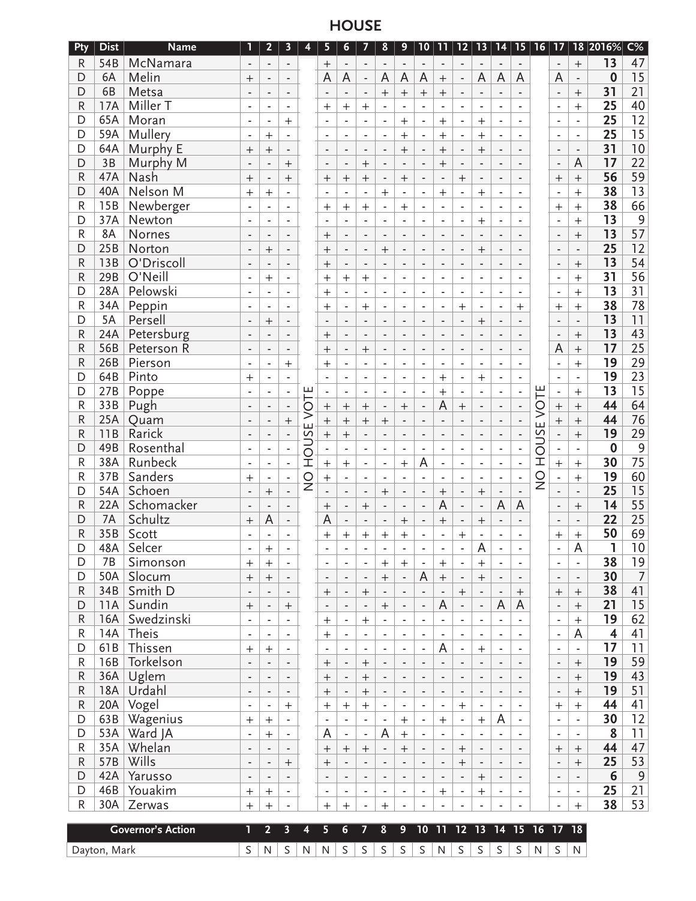## HOUSE

| Pty | Dist | Name | 1 | 2 | 3 | 4 | 5 | 6 | 7 | 8 | 9 | 10 | 11 | 12 | 13 | 14 | 15 | 16 | 17 | 18 | 2016% | C% |
|---|---|---|---|---|---|---|---|---|---|---|---|---|---|---|---|---|---|---|---|---|---|---|
| R | 54B | McNamara | - | - | - | NO HOUSE VOTE | + | - | - | - | - | - | - | - | - | - | - | NO HOUSE VOTE | - | + | 13 | 47 |
| D | 6A | Melin | + | - | - | | A | A | - | A | A | A | + | - | A | A | A | | A | - | 0 | 15 |
| D | 6B | Metsa | - | - | - | | - | - | - | + | + | + | + | - | - | - | - | | - | + | 31 | 21 |
| R | 17A | Miller T | - | - | - | | + | + | + | - | - | - | - | - | - | - | - | | - | + | 25 | 40 |
| D | 65A | Moran | - | - | + | | - | - | - | - | + | - | + | - | + | - | - | | - | - | 25 | 12 |
| D | 59A | Mullery | - | + | - | | - | - | - | - | + | - | + | - | + | - | - | | - | - | 25 | 15 |
| D | 64A | Murphy E | + | + | - | | - | - | - | - | + | - | + | - | + | - | - | | - | - | 31 | 10 |
| D | 3B | Murphy M | - | - | + | | - | - | + | - | - | - | + | - | - | - | - | | - | A | 17 | 22 |
| R | 47A | Nash | + | - | + | | + | + | + | - | + | - | - | + | - | - | - | | + | + | 56 | 59 |
| D | 40A | Nelson M | + | + | - | | - | - | - | + | - | - | + | - | + | - | - | | - | + | 38 | 13 |
| R | 15B | Newberger | - | - | - | | + | + | + | - | + | - | - | - | - | - | - | | + | + | 38 | 66 |
| D | 37A | Newton | - | - | - | | - | - | - | - | - | - | - | - | + | - | - | | - | + | 13 | 9 |
| R | 8A | Nornes | - | - | - | | + | - | - | - | - | - | - | - | - | - | - | | - | + | 13 | 57 |
| D | 25B | Norton | - | + | - | | + | - | - | + | - | - | - | - | + | - | - | | - | - | 25 | 12 |
| R | 13B | O'Driscoll | - | - | - | | + | - | - | - | - | - | - | - | - | - | - | | - | + | 13 | 54 |
| R | 29B | O'Neill | - | + | - | | + | + | + | - | - | - | - | - | - | - | - | | - | + | 31 | 56 |
| D | 28A | Pelowski | - | - | - | | + | - | - | - | - | - | - | - | - | - | - | | - | + | 13 | 31 |
| R | 34A | Peppin | - | - | - | | + | - | + | - | - | - | - | + | - | - | + | | + | + | 38 | 78 |
| D | 5A | Persell | - | + | - | | - | - | - | - | - | - | - | - | + | - | - | | - | - | 13 | 11 |
| R | 24A | Petersburg | - | - | - | | + | - | - | - | - | - | - | - | - | - | - | | - | + | 13 | 43 |
| R | 56B | Peterson R | - | - | - | | + | - | + | - | - | - | - | - | - | - | - | | A | + | 17 | 25 |
| R | 26B | Pierson | - | - | + | | + | - | - | - | - | - | - | - | - | - | - | | - | + | 19 | 29 |
| D | 64B | Pinto | + | - | - | | - | - | - | - | - | - | + | - | + | - | - | | - | - | 19 | 23 |
| D | 27B | Poppe | - | - | - | | - | - | - | - | - | - | + | - | - | - | - | | - | + | 13 | 15 |
| R | 33B | Pugh | - | - | - | | + | + | + | - | + | - | A | + | - | - | - | | + | + | 44 | 64 |
| R | 25A | Quam | - | - | + | | + | + | + | + | - | - | - | - | - | - | - | | + | + | 44 | 76 |
| R | 11B | Rarick | - | - | - | | + | + | - | - | - | - | - | - | - | - | - | | - | + | 19 | 29 |
| D | 49B | Rosenthal | - | - | - | | - | - | - | - | - | - | - | - | - | - | - | | - | - | 0 | 9 |
| R | 38A | Runbeck | - | - | - | | + | + | - | - | + | A | - | - | - | - | - | | + | + | 30 | 75 |
| R | 37B | Sanders | + | - | - | | + | - | - | - | - | - | - | - | - | - | - | | - | + | 19 | 60 |
| D | 54A | Schoen | - | + | - | | - | - | - | + | - | - | + | - | + | - | - | | - | - | 25 | 15 |
| R | 22A | Schomacker | - | - | - | | + | - | + | - | - | - | A | - | - | A | A | | - | + | 14 | 55 |
| D | 7A | Schultz | + | A | - | | A | - | - | - | + | - | + | - | + | - | - | | - | - | 22 | 25 |
| R | 35B | Scott | - | - | - | | + | + | + | + | + | - | - | + | - | - | - | | + | + | 50 | 69 |
| D | 48A | Selcer | - | + | - | | - | - | - | - | - | - | - | - | A | - | - | | - | A | 1 | 10 |
| D | 7B | Simonson | + | + | - | | - | - | - | + | + | - | + | - | + | - | - | | - | - | 38 | 19 |
| D | 50A | Slocum | + | + | - | | - | - | - | + | - | A | + | - | + | - | - | | - | - | 30 | 7 |
| R | 34B | Smith D | - | - | - | | + | - | + | - | - | - | - | + | - | - | + | | + | + | 38 | 41 |
| D | 11A | Sundin | + | - | + | | - | - | - | + | - | - | A | - | - | A | A | | - | + | 21 | 15 |
| R | 16A | Swedzinski | - | - | - | | + | - | + | - | - | - | - | - | - | - | - | | - | + | 19 | 62 |
| R | 14A | Theis | - | - | - | | + | - | - | - | - | - | - | - | - | - | - | | - | A | 4 | 41 |
| D | 61B | Thissen | + | + | - | | - | - | - | - | - | - | A | - | + | - | - | | - | - | 17 | 11 |
| R | 16B | Torkelson | - | - | - | | + | - | + | - | - | - | - | - | - | - | - | | - | + | 19 | 59 |
| R | 36A | Uglem | - | - | - | | + | - | + | - | - | - | - | - | - | - | - | | - | + | 19 | 43 |
| R | 18A | Urdahl | - | - | - | | + | - | + | - | - | - | - | - | - | - | - | | - | + | 19 | 51 |
| R | 20A | Vogel | - | - | + | | + | + | + | - | - | - | - | + | - | - | - | | + | + | 44 | 41 |
| D | 63B | Wagenius | + | + | - | | - | - | - | - | + | - | + | - | + | A | - | | - | - | 30 | 12 |
| D | 53A | Ward JA | - | + | - | | A | - | - | A | + | - | - | - | - | - | - | | - | - | 8 | 11 |
| R | 35A | Whelan | - | - | - | | + | + | + | - | + | - | - | + | - | - | - | | + | + | 44 | 47 |
| R | 57B | Wills | - | - | + | | + | - | - | - | - | - | - | + | - | - | - | | - | + | 25 | 53 |
| D | 42A | Yarusso | - | - | - | | - | - | - | - | - | - | - | - | + | - | - | | - | - | 6 | 9 |
| D | 46B | Youakim | + | + | - | | - | - | - | - | - | - | + | - | + | - | - | | - | - | 25 | 21 |
| R | 30A | Zerwas | + | + | - | | + | + | - | + | - | - | - | - | - | - | - | | - | + | 38 | 53 |

| Governor's Action | 1 | 2 | 3 | 4 | 5 | 6 | 7 | 8 | 9 | 10 | 11 | 12 | 13 | 14 | 15 | 16 | 17 | 18 |
|---|---|---|---|---|---|---|---|---|---|---|---|---|---|---|---|---|---|---|
| Dayton, Mark | S | N | S | N | N | S | S | S | S | S | N | S | S | S | S | N | S | N |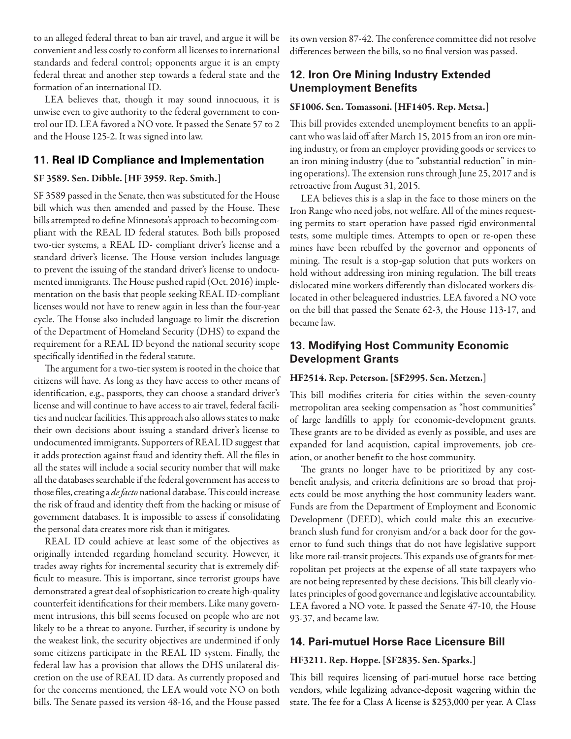to an alleged federal threat to ban air travel, and argue it will be convenient and less costly to conform all licenses to international standards and federal control; opponents argue it is an empty federal threat and another step towards a federal state and the formation of an international ID.

LEA believes that, though it may sound innocuous, it is unwise even to give authority to the federal government to control our ID. LEA favored a NO vote. It passed the Senate 57 to 2 and the House 125-2. It was signed into law.

## 11. Real ID Compliance and Implementation

**SF 3589. Sen. Dibble. [HF 3959. Rep. Smith.]**

SF 3589 passed in the Senate, then was substituted for the House bill which was then amended and passed by the House. These bills attempted to define Minnesota's approach to becoming compliant with the REAL ID federal statutes. Both bills proposed two-tier systems, a REAL ID- compliant driver's license and a standard driver's license. The House version includes language to prevent the issuing of the standard driver's license to undocumented immigrants. The House pushed rapid (Oct. 2016) implementation on the basis that people seeking REAL ID-compliant licenses would not have to renew again in less than the four-year cycle. The House also included language to limit the discretion of the Department of Homeland Security (DHS) to expand the requirement for a REAL ID beyond the national security scope specifically identified in the federal statute.

The argument for a two-tier system is rooted in the choice that citizens will have. As long as they have access to other means of identification, e.g., passports, they can choose a standard driver's license and will continue to have access to air travel, federal facilities and nuclear facilities. This approach also allows states to make their own decisions about issuing a standard driver's license to undocumented immigrants. Supporters of REAL ID suggest that it adds protection against fraud and identity theft. All the files in all the states will include a social security number that will make all the databases searchable if the federal government has access to those files, creating a *de facto* national database. This could increase the risk of fraud and identity theft from the hacking or misuse of government databases. It is impossible to assess if consolidating the personal data creates more risk than it mitigates.

REAL ID could achieve at least some of the objectives as originally intended regarding homeland security. However, it trades away rights for incremental security that is extremely difficult to measure. This is important, since terrorist groups have demonstrated a great deal of sophistication to create high-quality counterfeit identifications for their members. Like many government intrusions, this bill seems focused on people who are not likely to be a threat to anyone. Further, if security is undone by the weakest link, the security objectives are undermined if only some citizens participate in the REAL ID system. Finally, the federal law has a provision that allows the DHS unilateral discretion on the use of REAL ID data. As currently proposed and for the concerns mentioned, the LEA would vote NO on both bills. The Senate passed its version 48-16, and the House passed its own version 87-42. The conference committee did not resolve differences between the bills, so no final version was passed.

## 12. Iron Ore Mining Industry Extended Unemployment Benefits

**SF1006. Sen. Tomassoni. [HF1405. Rep. Metsa.]**

This bill provides extended unemployment benefits to an applicant who was laid off after March 15, 2015 from an iron ore mining industry, or from an employer providing goods or services to an iron mining industry (due to "substantial reduction" in mining operations). The extension runs through June 25, 2017 and is retroactive from August 31, 2015.

LEA believes this is a slap in the face to those miners on the Iron Range who need jobs, not welfare. All of the mines requesting permits to start operation have passed rigid environmental tests, some multiple times. Attempts to open or re-open these mines have been rebuffed by the governor and opponents of mining. The result is a stop-gap solution that puts workers on hold without addressing iron mining regulation. The bill treats dislocated mine workers differently than dislocated workers dislocated in other beleaguered industries. LEA favored a NO vote on the bill that passed the Senate 62-3, the House 113-17, and became law.

## 13. Modifying Host Community Economic Development Grants

**HF2514. Rep. Peterson. [SF2995. Sen. Metzen.]**

This bill modifies criteria for cities within the seven-county metropolitan area seeking compensation as "host communities" of large landfills to apply for economic-development grants. These grants are to be divided as evenly as possible, and uses are expanded for land acquistion, capital improvements, job creation, or another benefit to the host community.

The grants no longer have to be prioritized by any cost-benefit analysis, and criteria definitions are so broad that projects could be most anything the host community leaders want. Funds are from the Department of Employment and Economic Development (DEED), which could make this an executive-branch slush fund for cronyism and/or a back door for the governor to fund such things that do not have legislative support like more rail-transit projects. This expands use of grants for metropolitan pet projects at the expense of all state taxpayers who are not being represented by these decisions. This bill clearly violates principles of good governance and legislative accountability. LEA favored a NO vote. It passed the Senate 47-10, the House 93-37, and became law.

## 14. Pari-mutuel Horse Race Licensure Bill

**HF3211. Rep. Hoppe. [SF2835. Sen. Sparks.]**

This bill requires licensing of pari-mutuel horse race betting vendors, while legalizing advance-deposit wagering within the state. The fee for a Class A license is $253,000 per year. A Class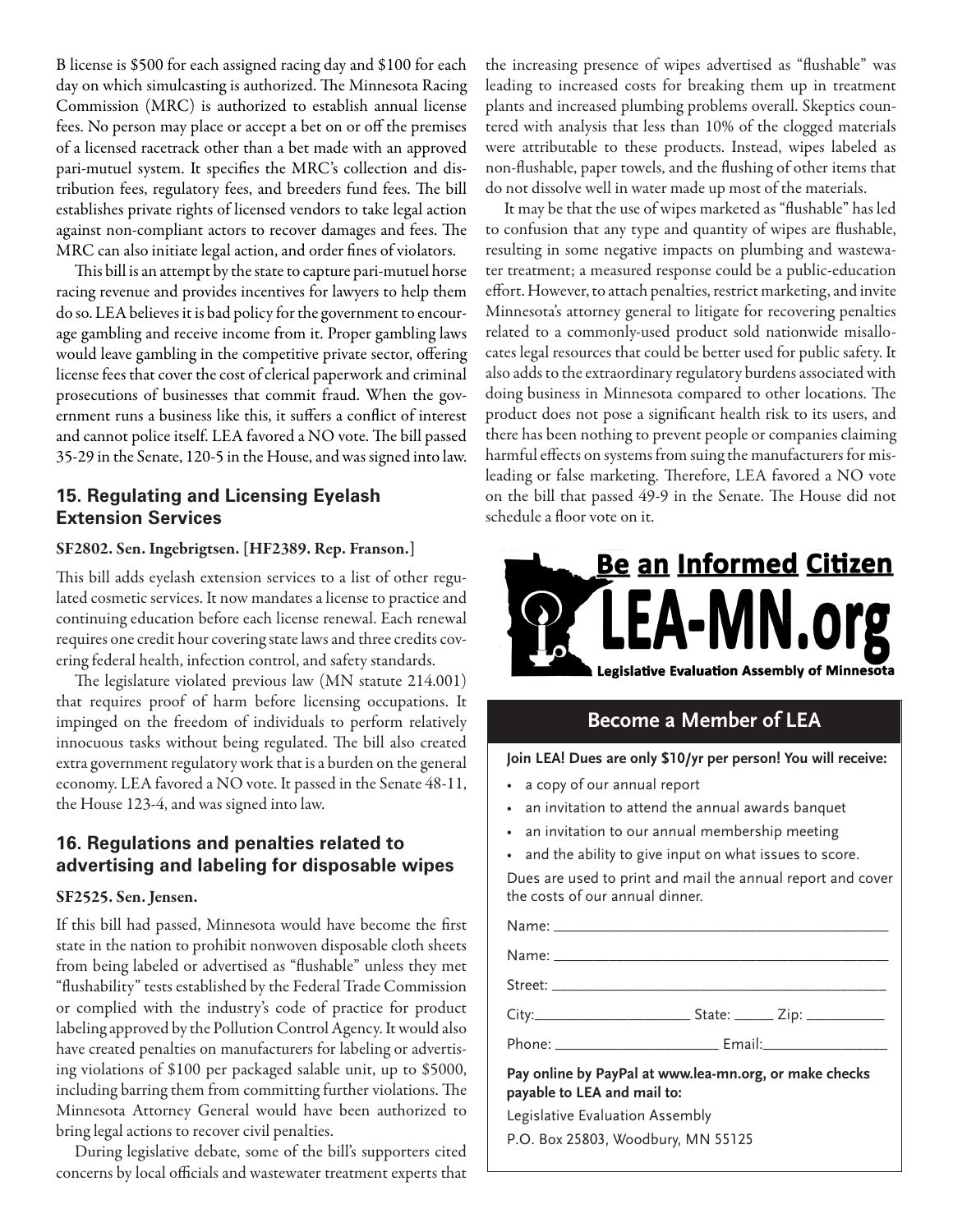B license is $500 for each assigned racing day and $100 for each day on which simulcasting is authorized. The Minnesota Racing Commission (MRC) is authorized to establish annual license fees. No person may place or accept a bet on or off the premises of a licensed racetrack other than a bet made with an approved pari-mutuel system. It specifies the MRC's collection and distribution fees, regulatory fees, and breeders fund fees. The bill establishes private rights of licensed vendors to take legal action against non-compliant actors to recover damages and fees. The MRC can also initiate legal action, and order fines of violators.

This bill is an attempt by the state to capture pari-mutuel horse racing revenue and provides incentives for lawyers to help them do so. LEA believes it is bad policy for the government to encourage gambling and receive income from it. Proper gambling laws would leave gambling in the competitive private sector, offering license fees that cover the cost of clerical paperwork and criminal prosecutions of businesses that commit fraud. When the government runs a business like this, it suffers a conflict of interest and cannot police itself. LEA favored a NO vote. The bill passed 35-29 in the Senate, 120-5 in the House, and was signed into law.

## 15. Regulating and Licensing Eyelash Extension Services

**SF2802. Sen. Ingebrigtsen. [HF2389. Rep. Franson.]**

This bill adds eyelash extension services to a list of other regulated cosmetic services. It now mandates a license to practice and continuing education before each license renewal. Each renewal requires one credit hour covering state laws and three credits covering federal health, infection control, and safety standards.

The legislature violated previous law (MN statute 214.001) that requires proof of harm before licensing occupations. It impinged on the freedom of individuals to perform relatively innocuous tasks without being regulated. The bill also created extra government regulatory work that is a burden on the general economy. LEA favored a NO vote. It passed in the Senate 48-11, the House 123-4, and was signed into law.

## 16. Regulations and penalties related to advertising and labeling for disposable wipes

**SF2525. Sen. Jensen.**

If this bill had passed, Minnesota would have become the first state in the nation to prohibit nonwoven disposable cloth sheets from being labeled or advertised as "flushable" unless they met "flushability" tests established by the Federal Trade Commission or complied with the industry's code of practice for product labeling approved by the Pollution Control Agency. It would also have created penalties on manufacturers for labeling or advertising violations of $100 per packaged salable unit, up to $5000, including barring them from committing further violations. The Minnesota Attorney General would have been authorized to bring legal actions to recover civil penalties.

During legislative debate, some of the bill's supporters cited concerns by local officials and wastewater treatment experts that the increasing presence of wipes advertised as "flushable" was leading to increased costs for breaking them up in treatment plants and increased plumbing problems overall. Skeptics countered with analysis that less than 10% of the clogged materials were attributable to these products. Instead, wipes labeled as non-flushable, paper towels, and the flushing of other items that do not dissolve well in water made up most of the materials.

It may be that the use of wipes marketed as "flushable" has led to confusion that any type and quantity of wipes are flushable, resulting in some negative impacts on plumbing and wastewater treatment; a measured response could be a public-education effort. However, to attach penalties, restrict marketing, and invite Minnesota's attorney general to litigate for recovering penalties related to a commonly-used product sold nationwide misallocates legal resources that could be better used for public safety. It also adds to the extraordinary regulatory burdens associated with doing business in Minnesota compared to other locations. The product does not pose a significant health risk to its users, and there has been nothing to prevent people or companies claiming harmful effects on systems from suing the manufacturers for misleading or false marketing. Therefore, LEA favored a NO vote on the bill that passed 49-9 in the Senate. The House did not schedule a floor vote on it.

**Be an Informed Citizen**

**LEA-MN.org**

**Legislative Evaluation Assembly of Minnesota**

## Become a Member of LEA

**Join LEA! Dues are only $10/yr per person! You will receive:**

- a copy of our annual report
- an invitation to attend the annual awards banquet
- an invitation to our annual membership meeting
- and the ability to give input on what issues to score.

Dues are used to print and mail the annual report and cover the costs of our annual dinner.

Name: ______________________________

Name: ______________________________

Street: ______________________________

City: ________________ State: _____ Zip: _________

Phone: ________________ Email: ______________

**Pay online by PayPal at www.lea-mn.org, or make checks payable to LEA and mail to:**

Legislative Evaluation Assembly

P.O. Box 25803, Woodbury, MN 55125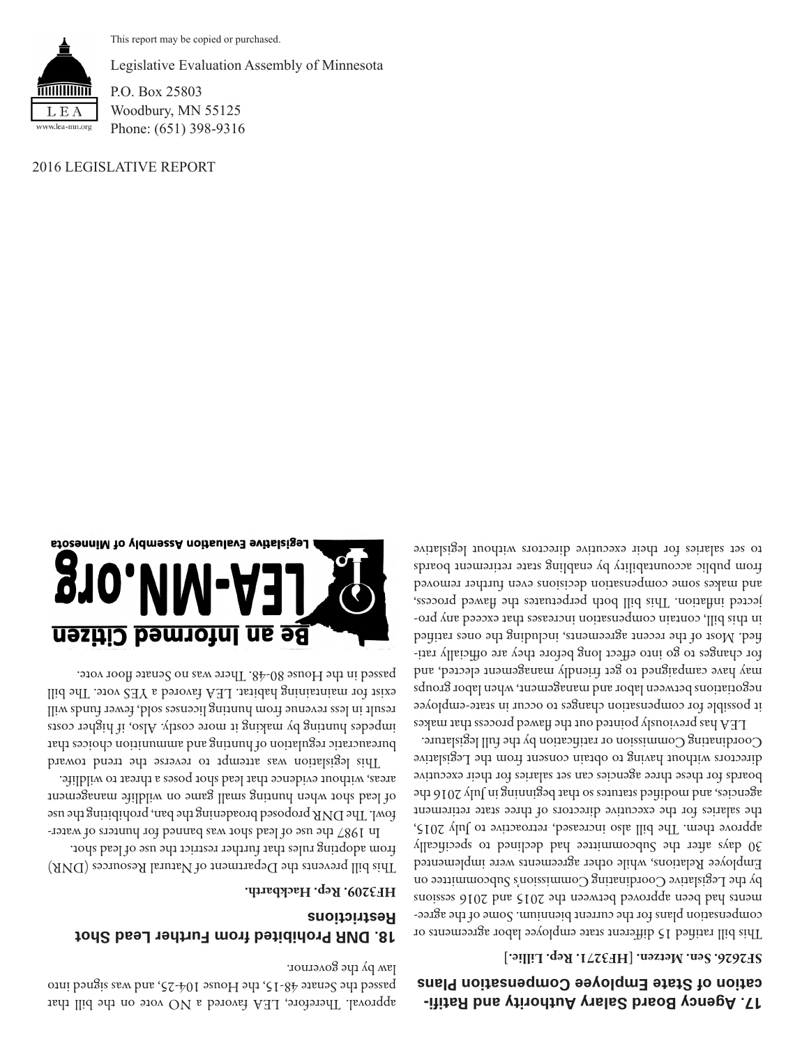This report may be copied or purchased.

Legislative Evaluation Assembly of Minnesota

P.O. Box 25803
Woodbury, MN 55125
Phone: (651) 398-9316

www.lea-mn.org

2016 LEGISLATIVE REPORT

## 17. Agency Board Salary Authority and Ratification of State Employee Compensation Plans

**SF2626. Sen. Metzen. [HF3271. Rep. Lillie.]**

This bill ratified 15 different state employee labor agreements or compensation plans for the current biennium. Some of the agreements had been approved between the 2015 and 2016 sessions by the Legislative Coordinating Commission's Subcommittee on Employee Relations, while other agreements were implemented 30 days after the Subcommittee had declined to specifically approve them. The bill also increased, retroactive to July 2015, the salaries for the executive directors of three state retirement agencies, and modified statutes so that beginning in July 2016 the boards for these three agencies can set salaries for their executive directors without having to obtain consent from the Legislative Coordinating Commission or ratification by the full legislature.

LEA has previously pointed out the flawed process that makes it possible for compensation changes to occur in state-employee negotiations between labor and management, when labor groups may have campaigned to get friendly management elected, and for changes to go into effect long before they are officially ratified. Most of the recent agreements, including the ones ratified in this bill, contain compensation increases that exceed any projected inflation. This bill both perpetuates the flawed process, and makes some compensation decisions even further removed from public accountability by enabling state retirement boards to set salaries for their executive directors without legislative approval. Therefore, LEA favored a NO vote on the bill that passed the Senate 48-15, the House 104-25, and was signed into law by the governor.

## 18. DNR Prohibited from Further Lead Shot Restrictions

**HF3209. Rep. Hackbarth.**

This bill prevents the Department of Natural Resources (DNR) from adopting rules that further restrict the use of lead shot.

In 1987 the use of lead shot was banned for hunters of waterfowl. The DNR proposed broadening the ban, prohibiting the use of lead shot when hunting small game on wildlife management areas, without evidence that lead shot poses a threat to wildlife.

This legislation was attempt to reverse the trend toward bureaucratic regulation of hunting and ammunition choices that impedes hunting by making it more costly. Also, if higher costs result in less revenue from hunting licenses sold, fewer funds will exist for maintaining habitat. LEA favored a YES vote. The bill passed in the House 80-48. There was no Senate floor vote.

**Be an Informed Citizen**

**LEA-MN.org**

**Legislative Evaluation Assembly of Minnesota**